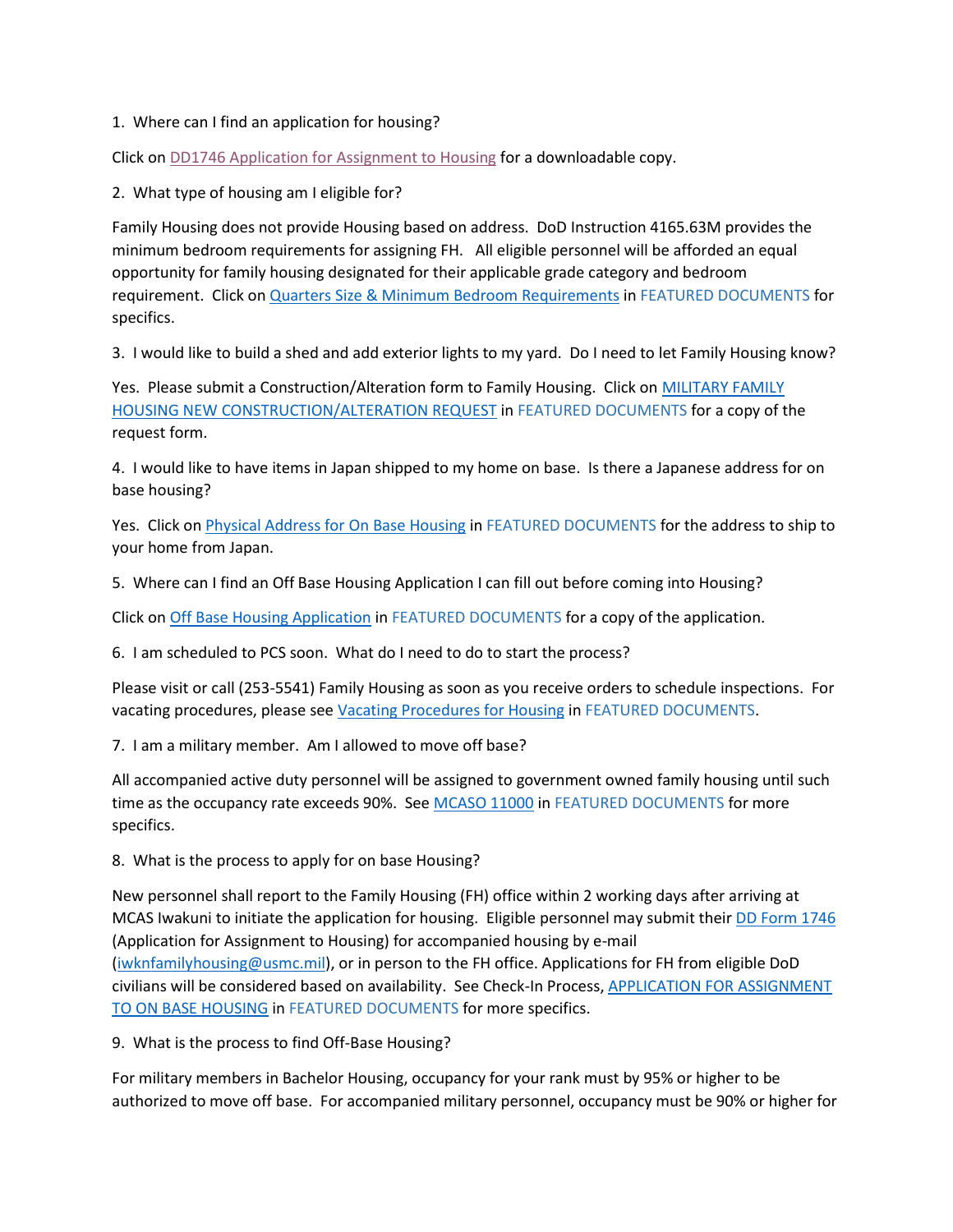1. Where can I find an application for housing?

Click on DD1746 Application for Assignment to Housing for a downloadable copy.

2. What type of housing am I eligible for?

Family Housing does not provide Housing based on address. DoD Instruction 4165.63M provides the minimum bedroom requirements for assigning FH. All eligible personnel will be afforded an equal opportunity for family housing designated for their applicable grade category and bedroom requirement. Click on Quarters Size & Minimum Bedroom Requirements in FEATURED DOCUMENTS for specifics.

3. I would like to build a shed and add exterior lights to my yard. Do I need to let Family Housing know?

Yes. Please submit a Construction/Alteration form to Family Housing. Click on MILITARY FAMILY HOUSING NEW CONSTRUCTION/ALTERATION REQUEST in FEATURED DOCUMENTS for a copy of the request form.

4. I would like to have items in Japan shipped to my home on base. Is there a Japanese address for on base housing?

Yes. Click on Physical Address for On Base Housing in FEATURED DOCUMENTS for the address to ship to your home from Japan.

5. Where can I find an Off Base Housing Application I can fill out before coming into Housing?

Click on Off Base Housing Application in FEATURED DOCUMENTS for a copy of the application.

6. I am scheduled to PCS soon. What do I need to do to start the process?

Please visit or call (253-5541) Family Housing as soon as you receive orders to schedule inspections. For vacating procedures, please see Vacating Procedures for Housing in FEATURED DOCUMENTS.

7. I am a military member. Am I allowed to move off base?

All accompanied active duty personnel will be assigned to government owned family housing until such time as the occupancy rate exceeds 90%. See MCASO 11000 in FEATURED DOCUMENTS for more specifics.

8. What is the process to apply for on base Housing?

New personnel shall report to the Family Housing (FH) office within 2 working days after arriving at MCAS Iwakuni to initiate the application for housing. Eligible personnel may submit their DD Form 1746 (Application for Assignment to Housing) for accompanied housing by e-mail (iwknfamilyhousing@usmc.mil), or in person to the FH office. Applications for FH from eligible DoD civilians will be considered based on availability. See Check-In Process, APPLICATION FOR ASSIGNMENT TO ON BASE HOUSING in FEATURED DOCUMENTS for more specifics.

9. What is the process to find Off-Base Housing?

For military members in Bachelor Housing, occupancy for your rank must by 95% or higher to be authorized to move off base. For accompanied military personnel, occupancy must be 90% or higher for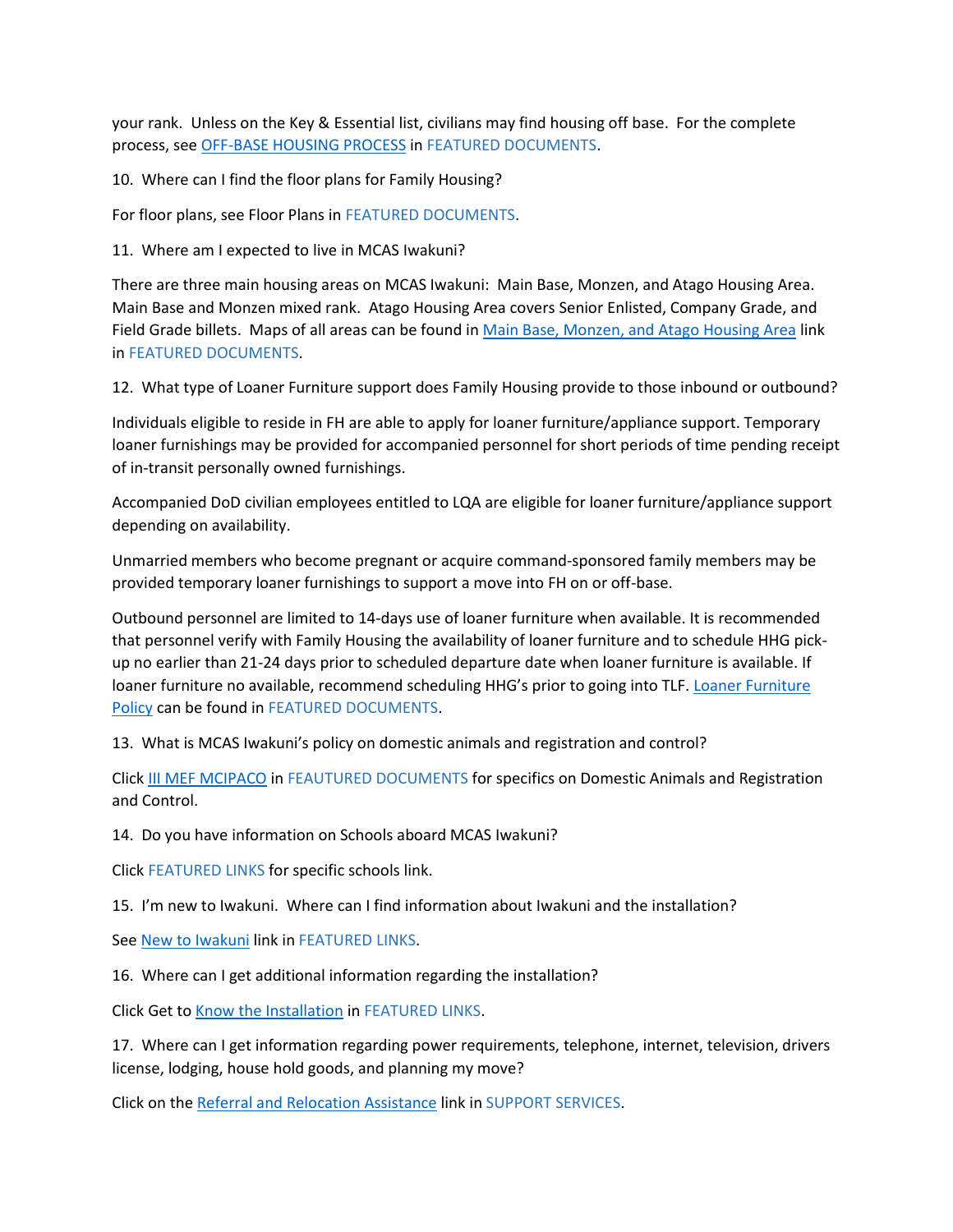your rank. Unless on the Key & Essential list, civilians may find housing off base. For the complete process, see OFF-BASE HOUSING PROCESS in FEATURED DOCUMENTS.

10. Where can I find the floor plans for Family Housing?

For floor plans, see Floor Plans in FEATURED DOCUMENTS.

11. Where am I expected to live in MCAS Iwakuni?

There are three main housing areas on MCAS Iwakuni: Main Base, Monzen, and Atago Housing Area. Main Base and Monzen mixed rank. Atago Housing Area covers Senior Enlisted, Company Grade, and Field Grade billets. Maps of all areas can be found in Main Base, Monzen, and Atago Housing Area link in FEATURED DOCUMENTS.

12. What type of Loaner Furniture support does Family Housing provide to those inbound or outbound?

Individuals eligible to reside in FH are able to apply for loaner furniture/appliance support. Temporary loaner furnishings may be provided for accompanied personnel for short periods of time pending receipt of in-transit personally owned furnishings.

Accompanied DoD civilian employees entitled to LQA are eligible for loaner furniture/appliance support depending on availability.

Unmarried members who become pregnant or acquire command-sponsored family members may be provided temporary loaner furnishings to support a move into FH on or off-base.

Outbound personnel are limited to 14-days use of loaner furniture when available. It is recommended that personnel verify with Family Housing the availability of loaner furniture and to schedule HHG pick-up no earlier than 21-24 days prior to scheduled departure date when loaner furniture is available. If loaner furniture no available, recommend scheduling HHG's prior to going into TLF. Loaner Furniture Policy can be found in FEATURED DOCUMENTS.

13. What is MCAS Iwakuni's policy on domestic animals and registration and control?

Click III MEF MCIPACO in FEAUTURED DOCUMENTS for specifics on Domestic Animals and Registration and Control.

14. Do you have information on Schools aboard MCAS Iwakuni?

Click FEATURED LINKS for specific schools link.

15. I'm new to Iwakuni. Where can I find information about Iwakuni and the installation?

See New to Iwakuni link in FEATURED LINKS.

16. Where can I get additional information regarding the installation?

Click Get to Know the Installation in FEATURED LINKS.

17. Where can I get information regarding power requirements, telephone, internet, television, drivers license, lodging, house hold goods, and planning my move?

Click on the Referral and Relocation Assistance link in SUPPORT SERVICES.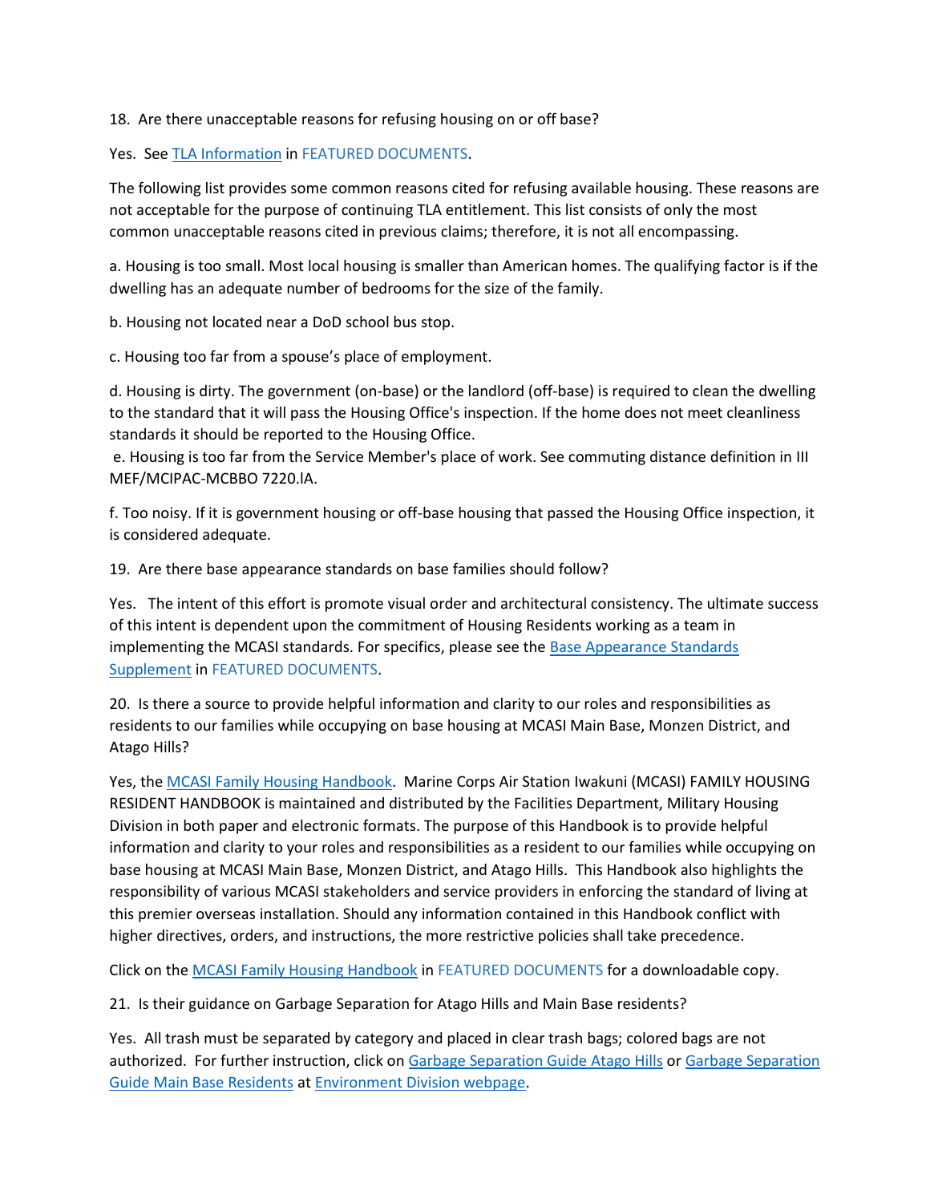18. Are there unacceptable reasons for refusing housing on or off base?

Yes. See [TLA Information](TLA Information) in FEATURED DOCUMENTS.

The following list provides some common reasons cited for refusing available housing. These reasons are not acceptable for the purpose of continuing TLA entitlement. This list consists of only the most common unacceptable reasons cited in previous claims; therefore, it is not all encompassing.

a. Housing is too small. Most local housing is smaller than American homes. The qualifying factor is if the dwelling has an adequate number of bedrooms for the size of the family.

b. Housing not located near a DoD school bus stop.

c. Housing too far from a spouse's place of employment.

d. Housing is dirty. The government (on-base) or the landlord (off-base) is required to clean the dwelling to the standard that it will pass the Housing Office's inspection. If the home does not meet cleanliness standards it should be reported to the Housing Office.

e. Housing is too far from the Service Member's place of work. See commuting distance definition in III MEF/MCIPAC-MCBBO 7220.lA.

f. Too noisy. If it is government housing or off-base housing that passed the Housing Office inspection, it is considered adequate.

19. Are there base appearance standards on base families should follow?

Yes. The intent of this effort is promote visual order and architectural consistency. The ultimate success of this intent is dependent upon the commitment of Housing Residents working as a team in implementing the MCASI standards. For specifics, please see the Base Appearance Standards Supplement in FEATURED DOCUMENTS.

20. Is there a source to provide helpful information and clarity to our roles and responsibilities as residents to our families while occupying on base housing at MCASI Main Base, Monzen District, and Atago Hills?

Yes, the MCASI Family Housing Handbook. Marine Corps Air Station Iwakuni (MCASI) FAMILY HOUSING RESIDENT HANDBOOK is maintained and distributed by the Facilities Department, Military Housing Division in both paper and electronic formats. The purpose of this Handbook is to provide helpful information and clarity to your roles and responsibilities as a resident to our families while occupying on base housing at MCASI Main Base, Monzen District, and Atago Hills. This Handbook also highlights the responsibility of various MCASI stakeholders and service providers in enforcing the standard of living at this premier overseas installation. Should any information contained in this Handbook conflict with higher directives, orders, and instructions, the more restrictive policies shall take precedence.

Click on the MCASI Family Housing Handbook in FEATURED DOCUMENTS for a downloadable copy.

21. Is their guidance on Garbage Separation for Atago Hills and Main Base residents?

Yes. All trash must be separated by category and placed in clear trash bags; colored bags are not authorized. For further instruction, click on Garbage Separation Guide Atago Hills or Garbage Separation Guide Main Base Residents at Environment Division webpage.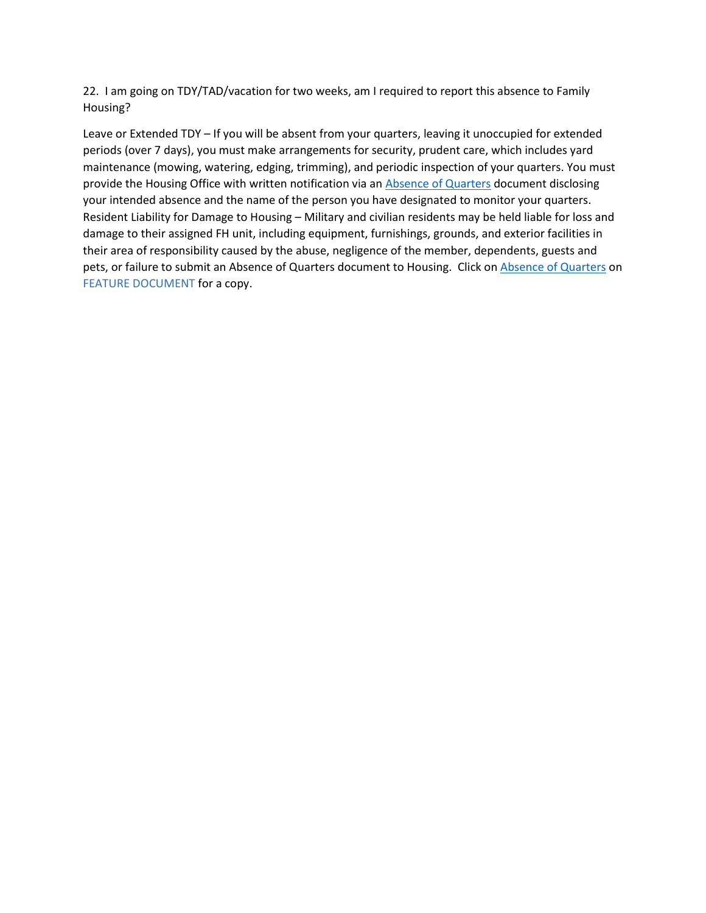22. I am going on TDY/TAD/vacation for two weeks, am I required to report this absence to Family Housing?

Leave or Extended TDY – If you will be absent from your quarters, leaving it unoccupied for extended periods (over 7 days), you must make arrangements for security, prudent care, which includes yard maintenance (mowing, watering, edging, trimming), and periodic inspection of your quarters. You must provide the Housing Office with written notification via an Absence of Quarters document disclosing your intended absence and the name of the person you have designated to monitor your quarters. Resident Liability for Damage to Housing – Military and civilian residents may be held liable for loss and damage to their assigned FH unit, including equipment, furnishings, grounds, and exterior facilities in their area of responsibility caused by the abuse, negligence of the member, dependents, guests and pets, or failure to submit an Absence of Quarters document to Housing. Click on Absence of Quarters on FEATURE DOCUMENT for a copy.